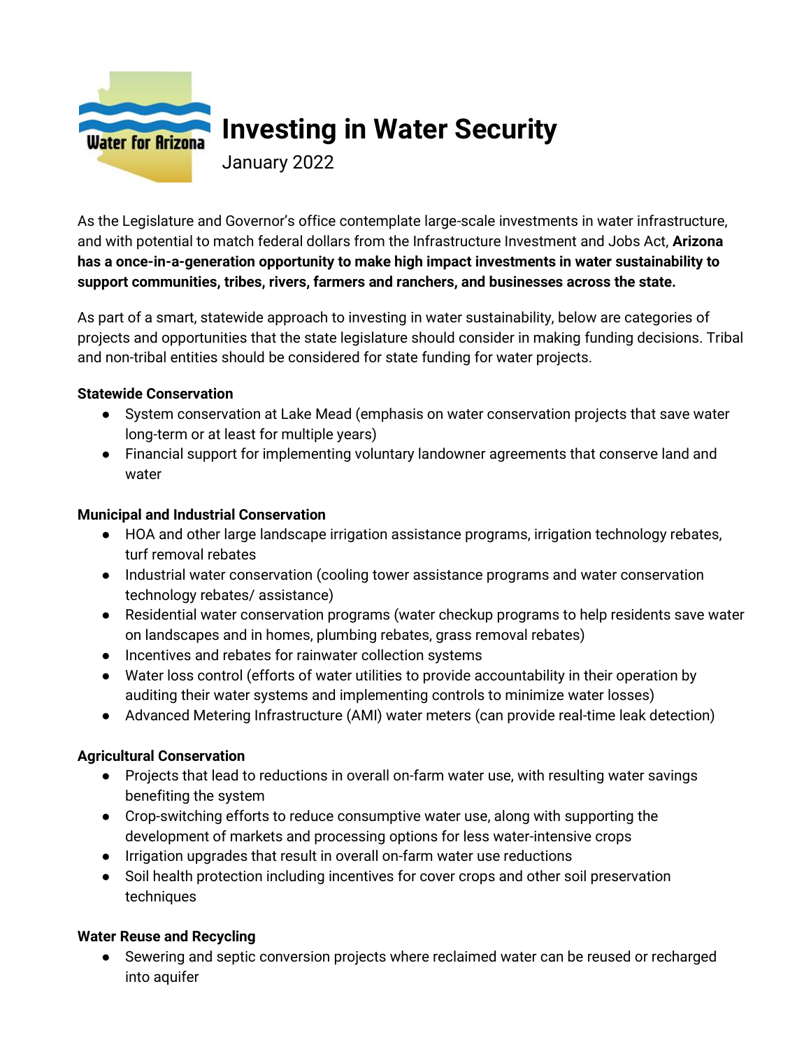Water for Arizona

# Investing in Water Security

January 2022

As the Legislature and Governor's office contemplate large-scale investments in water infrastructure, and with potential to match federal dollars from the Infrastructure Investment and Jobs Act, **Arizona has a once-in-a-generation opportunity to make high impact investments in water sustainability to support communities, tribes, rivers, farmers and ranchers, and businesses across the state.**

As part of a smart, statewide approach to investing in water sustainability, below are categories of projects and opportunities that the state legislature should consider in making funding decisions. Tribal and non-tribal entities should be considered for state funding for water projects.

**Statewide Conservation**

- System conservation at Lake Mead (emphasis on water conservation projects that save water long-term or at least for multiple years)
- Financial support for implementing voluntary landowner agreements that conserve land and water

**Municipal and Industrial Conservation**

- HOA and other large landscape irrigation assistance programs, irrigation technology rebates, turf removal rebates
- Industrial water conservation (cooling tower assistance programs and water conservation technology rebates/ assistance)
- Residential water conservation programs (water checkup programs to help residents save water on landscapes and in homes, plumbing rebates, grass removal rebates)
- Incentives and rebates for rainwater collection systems
- Water loss control (efforts of water utilities to provide accountability in their operation by auditing their water systems and implementing controls to minimize water losses)
- Advanced Metering Infrastructure (AMI) water meters (can provide real-time leak detection)

**Agricultural Conservation**

- Projects that lead to reductions in overall on-farm water use, with resulting water savings benefiting the system
- Crop-switching efforts to reduce consumptive water use, along with supporting the development of markets and processing options for less water-intensive crops
- Irrigation upgrades that result in overall on-farm water use reductions
- Soil health protection including incentives for cover crops and other soil preservation techniques

**Water Reuse and Recycling**

- Sewering and septic conversion projects where reclaimed water can be reused or recharged into aquifer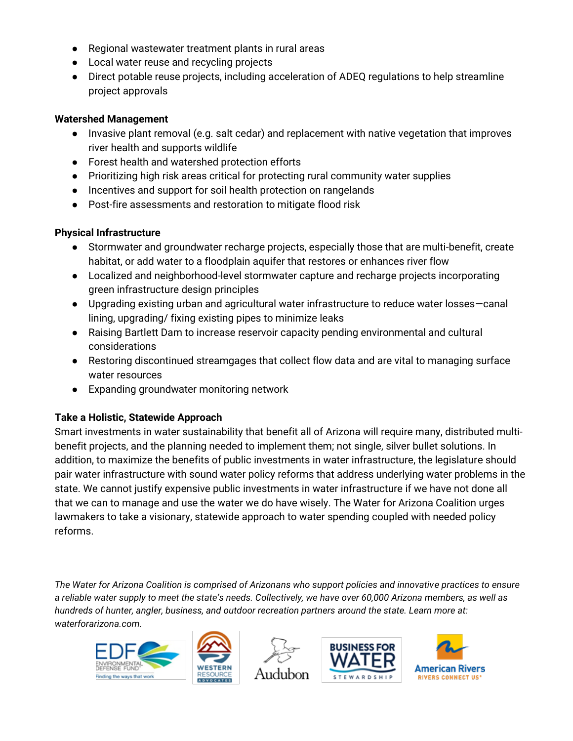- Regional wastewater treatment plants in rural areas
- Local water reuse and recycling projects
- Direct potable reuse projects, including acceleration of ADEQ regulations to help streamline project approvals

**Watershed Management**

- Invasive plant removal (e.g. salt cedar) and replacement with native vegetation that improves river health and supports wildlife
- Forest health and watershed protection efforts
- Prioritizing high risk areas critical for protecting rural community water supplies
- Incentives and support for soil health protection on rangelands
- Post-fire assessments and restoration to mitigate flood risk

**Physical Infrastructure**

- Stormwater and groundwater recharge projects, especially those that are multi-benefit, create habitat, or add water to a floodplain aquifer that restores or enhances river flow
- Localized and neighborhood-level stormwater capture and recharge projects incorporating green infrastructure design principles
- Upgrading existing urban and agricultural water infrastructure to reduce water losses—canal lining, upgrading/ fixing existing pipes to minimize leaks
- Raising Bartlett Dam to increase reservoir capacity pending environmental and cultural considerations
- Restoring discontinued streamgages that collect flow data and are vital to managing surface water resources
- Expanding groundwater monitoring network

**Take a Holistic, Statewide Approach**

Smart investments in water sustainability that benefit all of Arizona will require many, distributed multi-benefit projects, and the planning needed to implement them; not single, silver bullet solutions. In addition, to maximize the benefits of public investments in water infrastructure, the legislature should pair water infrastructure with sound water policy reforms that address underlying water problems in the state. We cannot justify expensive public investments in water infrastructure if we have not done all that we can to manage and use the water we do have wisely. The Water for Arizona Coalition urges lawmakers to take a visionary, statewide approach to water spending coupled with needed policy reforms.

*The Water for Arizona Coalition is comprised of Arizonans who support policies and innovative practices to ensure a reliable water supply to meet the state's needs. Collectively, we have over 60,000 Arizona members, as well as hundreds of hunter, angler, business, and outdoor recreation partners around the state. Learn more at: waterforarizona.com.*

EDF Environmental Defense Fund — Finding the ways that work | Western Resource Advocates | Audubon | Business for Water Stewardship | American Rivers — Rivers Connect Us